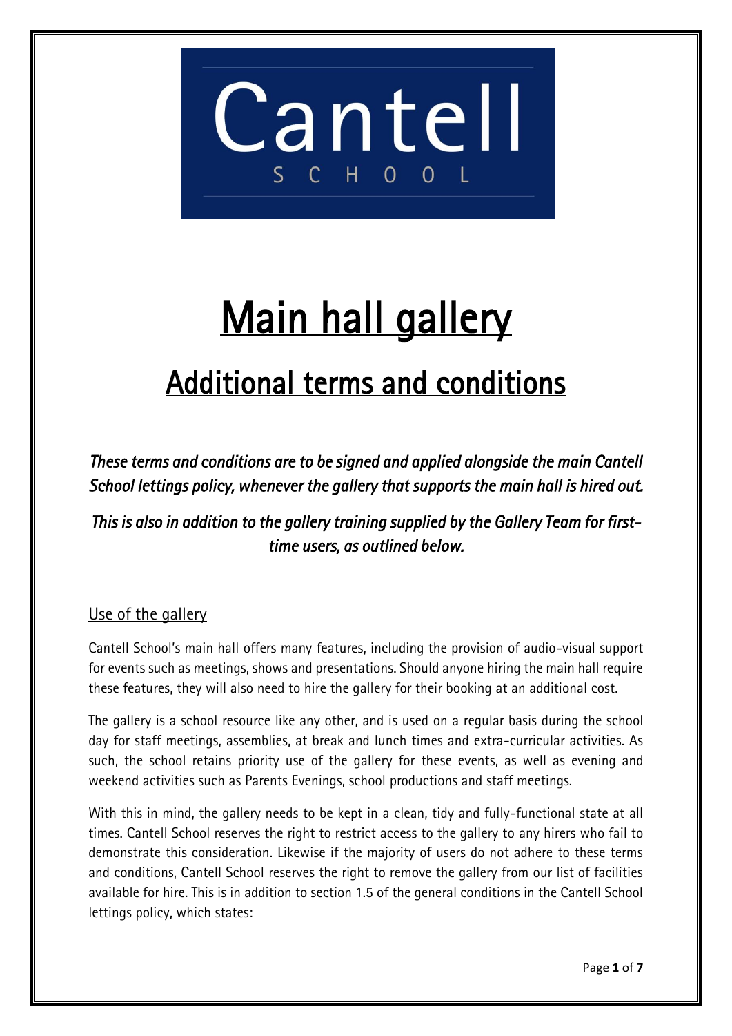Cantell

SCHOOL

# Main hall gallery

## Additional terms and conditions

*These terms and conditions are to be signed and applied alongside the main Cantell School lettings policy, whenever the gallery that supports the main hall is hired out.*

*This is also in addition to the gallery training supplied by the Gallery Team for first-time users, as outlined below.*

### Use of the gallery

Cantell School's main hall offers many features, including the provision of audio-visual support for events such as meetings, shows and presentations. Should anyone hiring the main hall require these features, they will also need to hire the gallery for their booking at an additional cost.

The gallery is a school resource like any other, and is used on a regular basis during the school day for staff meetings, assemblies, at break and lunch times and extra-curricular activities. As such, the school retains priority use of the gallery for these events, as well as evening and weekend activities such as Parents Evenings, school productions and staff meetings.

With this in mind, the gallery needs to be kept in a clean, tidy and fully-functional state at all times. Cantell School reserves the right to restrict access to the gallery to any hirers who fail to demonstrate this consideration. Likewise if the majority of users do not adhere to these terms and conditions, Cantell School reserves the right to remove the gallery from our list of facilities available for hire. This is in addition to section 1.5 of the general conditions in the Cantell School lettings policy, which states: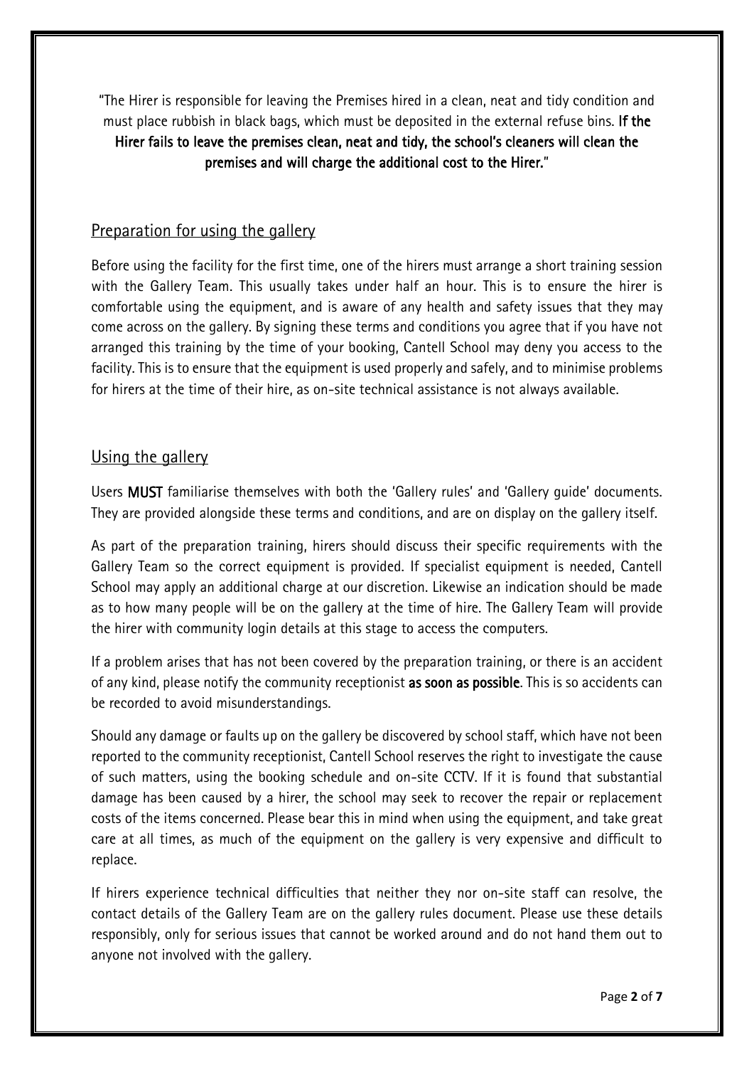"The Hirer is responsible for leaving the Premises hired in a clean, neat and tidy condition and must place rubbish in black bags, which must be deposited in the external refuse bins. **If the Hirer fails to leave the premises clean, neat and tidy, the school's cleaners will clean the premises and will charge the additional cost to the Hirer.**"

## Preparation for using the gallery

Before using the facility for the first time, one of the hirers must arrange a short training session with the Gallery Team. This usually takes under half an hour. This is to ensure the hirer is comfortable using the equipment, and is aware of any health and safety issues that they may come across on the gallery. By signing these terms and conditions you agree that if you have not arranged this training by the time of your booking, Cantell School may deny you access to the facility. This is to ensure that the equipment is used properly and safely, and to minimise problems for hirers at the time of their hire, as on-site technical assistance is not always available.

## Using the gallery

Users **MUST** familiarise themselves with both the 'Gallery rules' and 'Gallery guide' documents. They are provided alongside these terms and conditions, and are on display on the gallery itself.

As part of the preparation training, hirers should discuss their specific requirements with the Gallery Team so the correct equipment is provided. If specialist equipment is needed, Cantell School may apply an additional charge at our discretion. Likewise an indication should be made as to how many people will be on the gallery at the time of hire. The Gallery Team will provide the hirer with community login details at this stage to access the computers.

If a problem arises that has not been covered by the preparation training, or there is an accident of any kind, please notify the community receptionist **as soon as possible**. This is so accidents can be recorded to avoid misunderstandings.

Should any damage or faults up on the gallery be discovered by school staff, which have not been reported to the community receptionist, Cantell School reserves the right to investigate the cause of such matters, using the booking schedule and on-site CCTV. If it is found that substantial damage has been caused by a hirer, the school may seek to recover the repair or replacement costs of the items concerned. Please bear this in mind when using the equipment, and take great care at all times, as much of the equipment on the gallery is very expensive and difficult to replace.

If hirers experience technical difficulties that neither they nor on-site staff can resolve, the contact details of the Gallery Team are on the gallery rules document. Please use these details responsibly, only for serious issues that cannot be worked around and do not hand them out to anyone not involved with the gallery.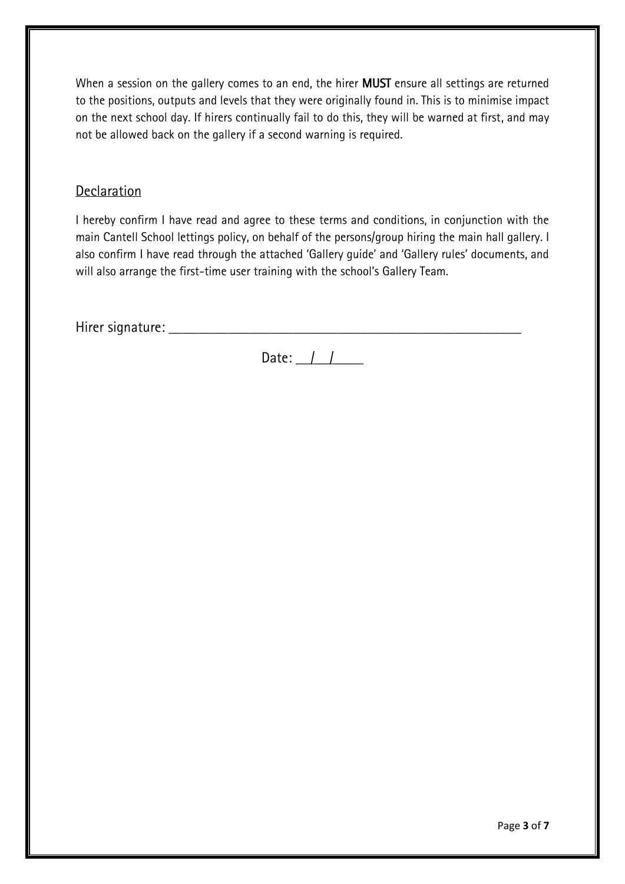When a session on the gallery comes to an end, the hirer **MUST** ensure all settings are returned to the positions, outputs and levels that they were originally found in. This is to minimise impact on the next school day. If hirers continually fail to do this, they will be warned at first, and may not be allowed back on the gallery if a second warning is required.

## Declaration

I hereby confirm I have read and agree to these terms and conditions, in conjunction with the main Cantell School lettings policy, on behalf of the persons/group hiring the main hall gallery. I also confirm I have read through the attached 'Gallery guide' and 'Gallery rules' documents, and will also arrange the first-time user training with the school's Gallery Team.

Hirer signature: ___________________________________________________

Date: ___/___/_____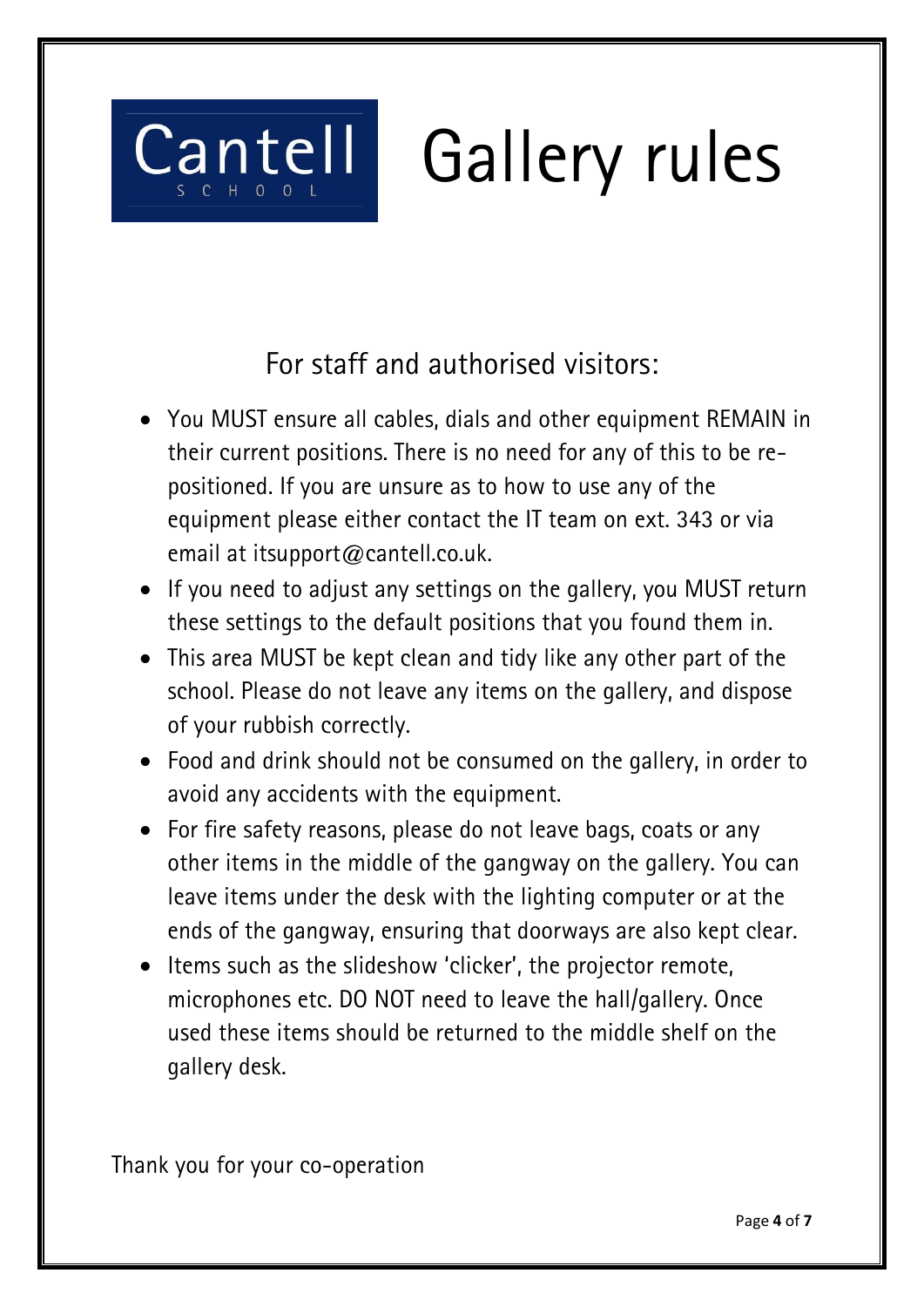Cantell SCHOOL

# Gallery rules

## For staff and authorised visitors:

- You MUST ensure all cables, dials and other equipment REMAIN in their current positions. There is no need for any of this to be re-positioned. If you are unsure as to how to use any of the equipment please either contact the IT team on ext. 343 or via email at itsupport@cantell.co.uk.
- If you need to adjust any settings on the gallery, you MUST return these settings to the default positions that you found them in.
- This area MUST be kept clean and tidy like any other part of the school. Please do not leave any items on the gallery, and dispose of your rubbish correctly.
- Food and drink should not be consumed on the gallery, in order to avoid any accidents with the equipment.
- For fire safety reasons, please do not leave bags, coats or any other items in the middle of the gangway on the gallery. You can leave items under the desk with the lighting computer or at the ends of the gangway, ensuring that doorways are also kept clear.
- Items such as the slideshow 'clicker', the projector remote, microphones etc. DO NOT need to leave the hall/gallery. Once used these items should be returned to the middle shelf on the gallery desk.

Thank you for your co-operation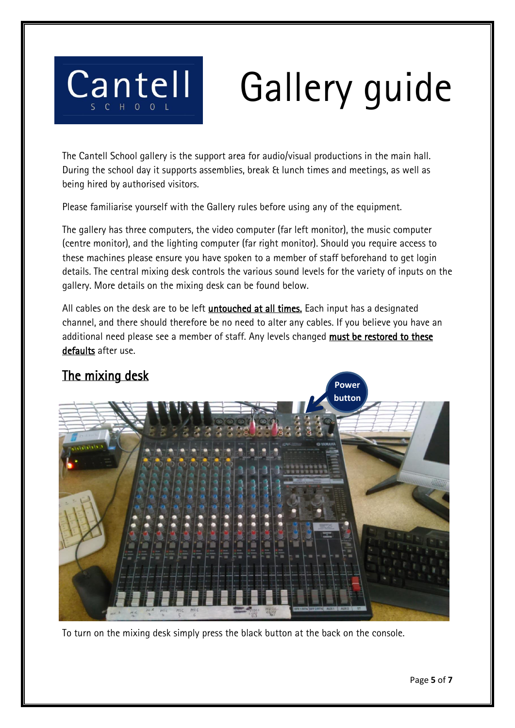Cantell SCHOOL

# Gallery guide

The Cantell School gallery is the support area for audio/visual productions in the main hall. During the school day it supports assemblies, break & lunch times and meetings, as well as being hired by authorised visitors.

Please familiarise yourself with the Gallery rules before using any of the equipment.

The gallery has three computers, the video computer (far left monitor), the music computer (centre monitor), and the lighting computer (far right monitor). Should you require access to these machines please ensure you have spoken to a member of staff beforehand to get login details. The central mixing desk controls the various sound levels for the variety of inputs on the gallery. More details on the mixing desk can be found below.

All cables on the desk are to be left **untouched at all times.** Each input has a designated channel, and there should therefore be no need to alter any cables. If you believe you have an additional need please see a member of staff. Any levels changed **must be restored to these defaults** after use.

## The mixing desk

To turn on the mixing desk simply press the black button at the back on the console.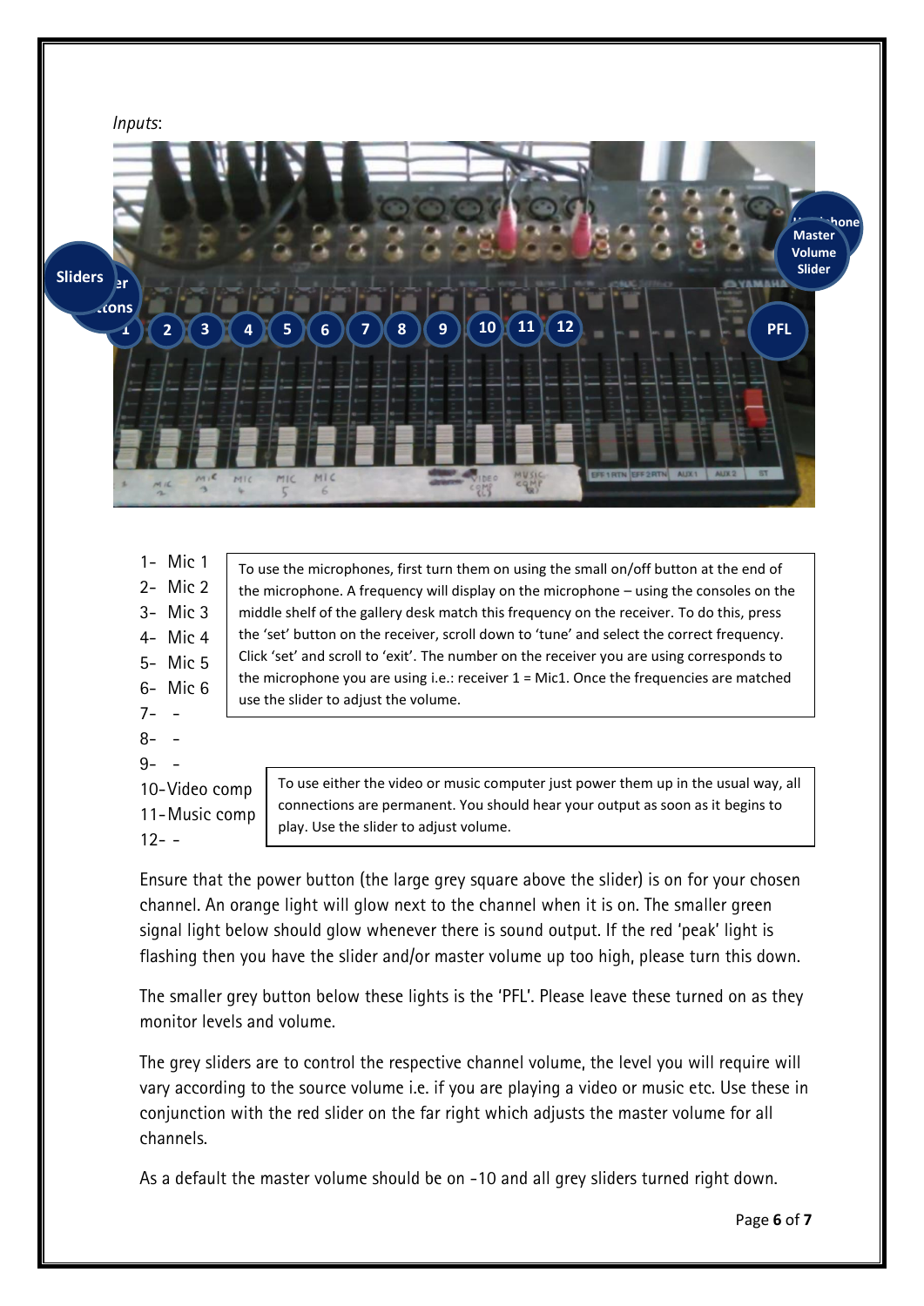*Inputs*:

1- Mic 1
2- Mic 2
3- Mic 3
4- Mic 4
5- Mic 5
6- Mic 6
7- -
8- -
9- -
10- Video comp
11- Music comp
12- -

To use the microphones, first turn them on using the small on/off button at the end of the microphone. A frequency will display on the microphone – using the consoles on the middle shelf of the gallery desk match this frequency on the receiver. To do this, press the 'set' button on the receiver, scroll down to 'tune' and select the correct frequency. Click 'set' and scroll to 'exit'. The number on the receiver you are using corresponds to the microphone you are using i.e.: receiver 1 = Mic1. Once the frequencies are matched use the slider to adjust the volume.

To use either the video or music computer just power them up in the usual way, all connections are permanent. You should hear your output as soon as it begins to play. Use the slider to adjust volume.

Ensure that the power button (the large grey square above the slider) is on for your chosen channel. An orange light will glow next to the channel when it is on. The smaller green signal light below should glow whenever there is sound output. If the red 'peak' light is flashing then you have the slider and/or master volume up too high, please turn this down.

The smaller grey button below these lights is the 'PFL'. Please leave these turned on as they monitor levels and volume.

The grey sliders are to control the respective channel volume, the level you will require will vary according to the source volume i.e. if you are playing a video or music etc. Use these in conjunction with the red slider on the far right which adjusts the master volume for all channels.

As a default the master volume should be on -10 and all grey sliders turned right down.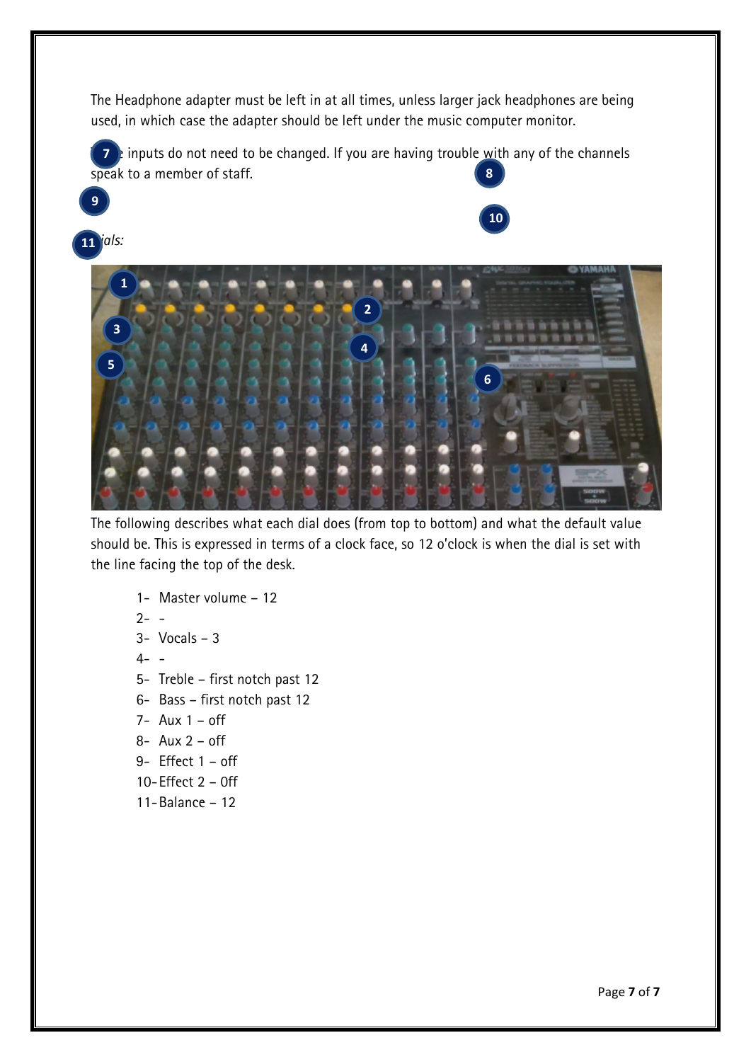The Headphone adapter must be left in at all times, unless larger jack headphones are being used, in which case the adapter should be left under the music computer monitor.

The inputs do not need to be changed. If you are having trouble with any of the channels speak to a member of staff.

*Dials:*

The following describes what each dial does (from top to bottom) and what the default value should be. This is expressed in terms of a clock face, so 12 o'clock is when the dial is set with the line facing the top of the desk.

1- Master volume – 12
2- -
3- Vocals – 3
4- -
5- Treble – first notch past 12
6- Bass – first notch past 12
7- Aux 1 – off
8- Aux 2 – off
9- Effect 1 – off
10- Effect 2 – Off
11- Balance – 12